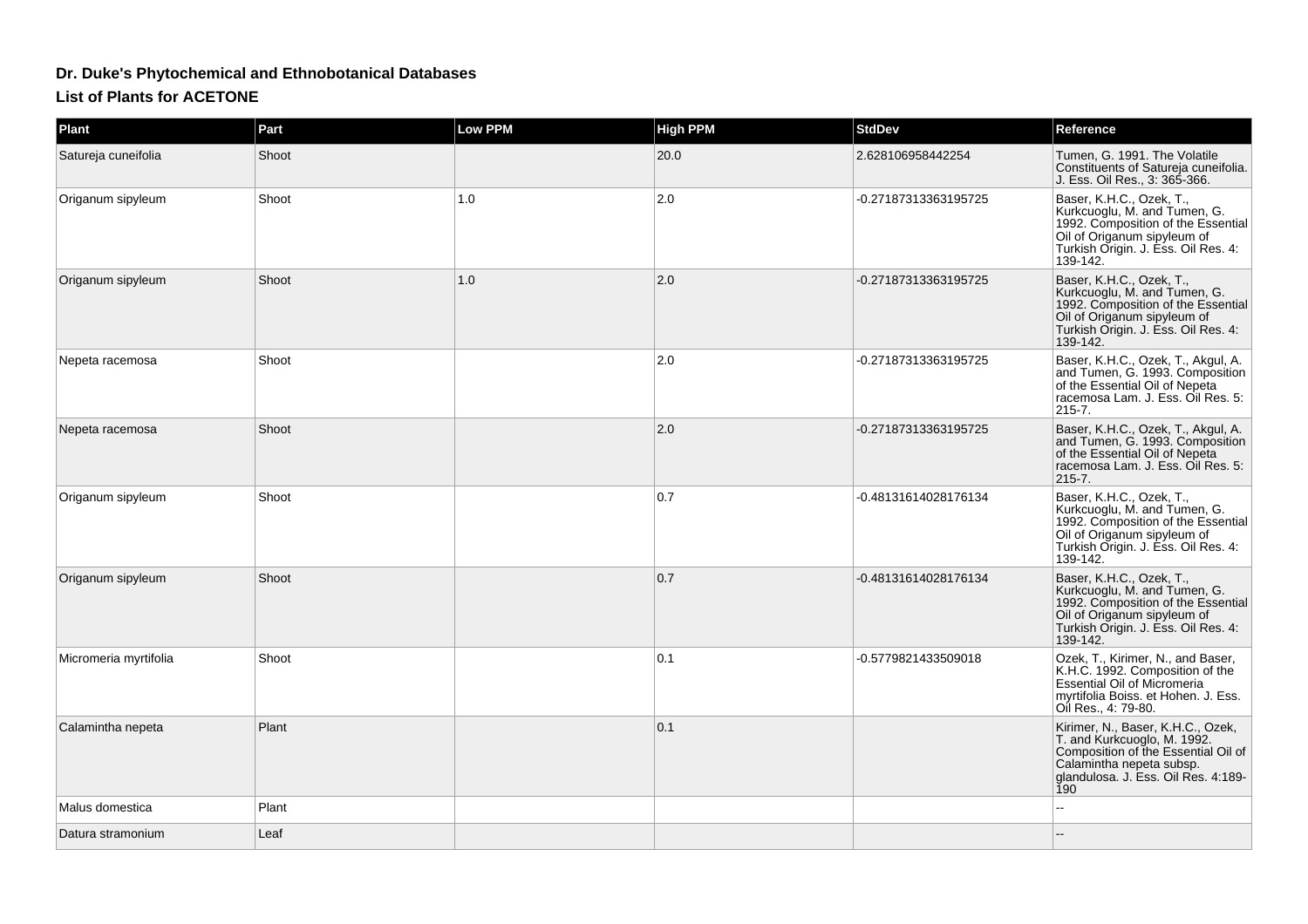## Dr. Duke's Phytochemical and Ethnobotanical Databases

### List of Plants for ACETONE

| Plant | Part | Low PPM | High PPM | StdDev | Reference |
|---|---|---|---|---|---|
| Satureja cuneifolia | Shoot | | 20.0 | 2.628106958442254 | Tumen, G. 1991. The Volatile Constituents of Satureja cuneifolia. J. Ess. Oil Res., 3: 365-366. |
| Origanum sipyleum | Shoot | 1.0 | 2.0 | -0.27187313363195725 | Baser, K.H.C., Ozek, T., Kurkcuoglu, M. and Tumen, G. 1992. Composition of the Essential Oil of Origanum sipyleum of Turkish Origin. J. Ess. Oil Res. 4: 139-142. |
| Origanum sipyleum | Shoot | 1.0 | 2.0 | -0.27187313363195725 | Baser, K.H.C., Ozek, T., Kurkcuoglu, M. and Tumen, G. 1992. Composition of the Essential Oil of Origanum sipyleum of Turkish Origin. J. Ess. Oil Res. 4: 139-142. |
| Nepeta racemosa | Shoot | | 2.0 | -0.27187313363195725 | Baser, K.H.C., Ozek, T., Akgul, A. and Tumen, G. 1993. Composition of the Essential Oil of Nepeta racemosa Lam. J. Ess. Oil Res. 5: 215-7. |
| Nepeta racemosa | Shoot | | 2.0 | -0.27187313363195725 | Baser, K.H.C., Ozek, T., Akgul, A. and Tumen, G. 1993. Composition of the Essential Oil of Nepeta racemosa Lam. J. Ess. Oil Res. 5: 215-7. |
| Origanum sipyleum | Shoot | | 0.7 | -0.48131614028176134 | Baser, K.H.C., Ozek, T., Kurkcuoglu, M. and Tumen, G. 1992. Composition of the Essential Oil of Origanum sipyleum of Turkish Origin. J. Ess. Oil Res. 4: 139-142. |
| Origanum sipyleum | Shoot | | 0.7 | -0.48131614028176134 | Baser, K.H.C., Ozek, T., Kurkcuoglu, M. and Tumen, G. 1992. Composition of the Essential Oil of Origanum sipyleum of Turkish Origin. J. Ess. Oil Res. 4: 139-142. |
| Micromeria myrtifolia | Shoot | | 0.1 | -0.5779821433509018 | Ozek, T., Kirimer, N., and Baser, K.H.C. 1992. Composition of the Essential Oil of Micromeria myrtifolia Boiss. et Hohen. J. Ess. Oil Res., 4: 79-80. |
| Calamintha nepeta | Plant | | 0.1 | | Kirimer, N., Baser, K.H.C., Ozek, T. and Kurkcuoglo, M. 1992. Composition of the Essential Oil of Calamintha nepeta subsp. glandulosa. J. Ess. Oil Res. 4:189-190 |
| Malus domestica | Plant | | | | -- |
| Datura stramonium | Leaf | | | | -- |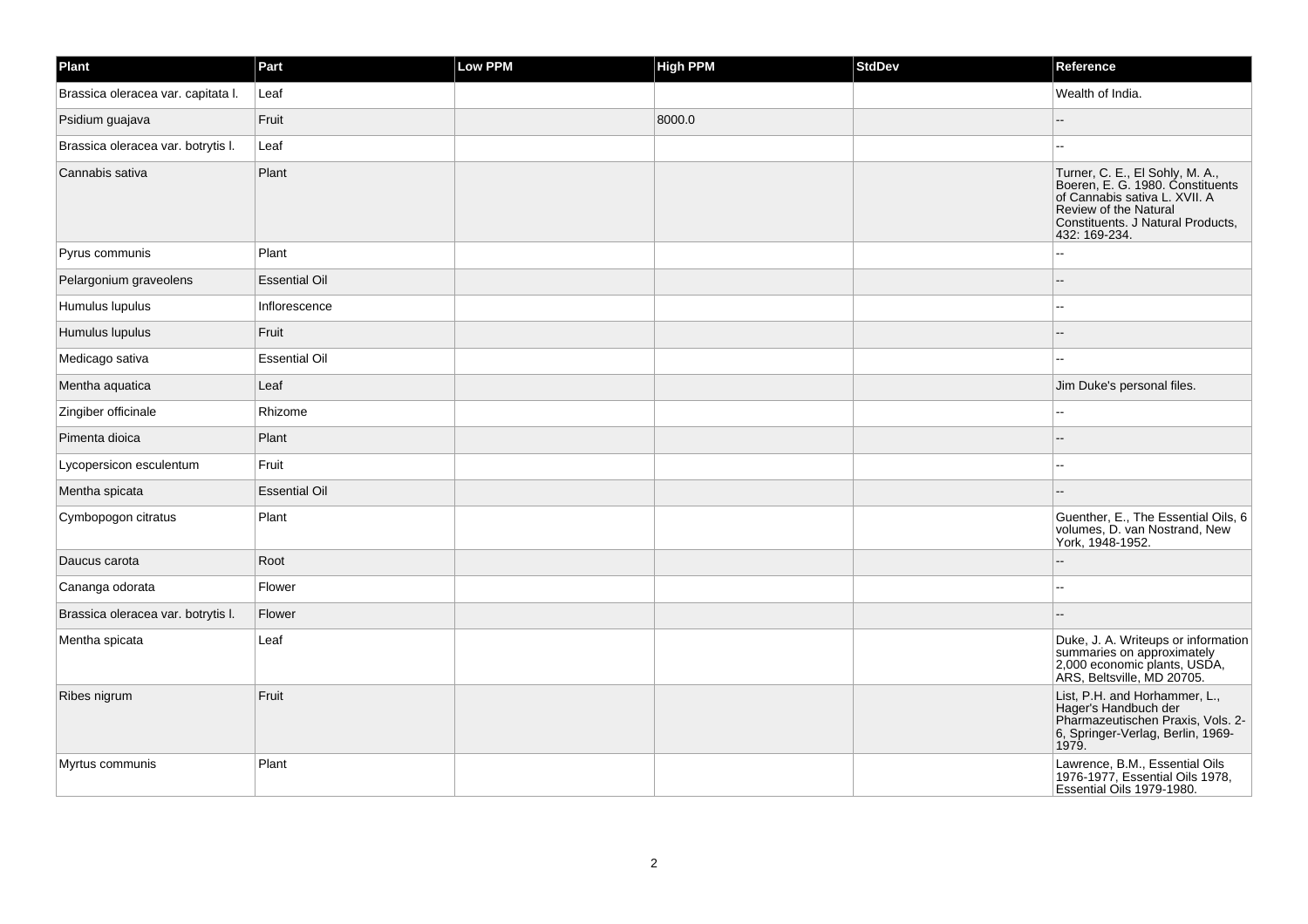| Plant | Part | Low PPM | High PPM | StdDev | Reference |
| --- | --- | --- | --- | --- | --- |
| Brassica oleracea var. capitata l. | Leaf | | | | Wealth of India. |
| Psidium guajava | Fruit | | 8000.0 | | -- |
| Brassica oleracea var. botrytis l. | Leaf | | | | -- |
| Cannabis sativa | Plant | | | | Turner, C. E., El Sohly, M. A., Boeren, E. G. 1980. Constituents of Cannabis sativa L. XVII. A Review of the Natural Constituents. J Natural Products, 432: 169-234. |
| Pyrus communis | Plant | | | | -- |
| Pelargonium graveolens | Essential Oil | | | | -- |
| Humulus lupulus | Inflorescence | | | | -- |
| Humulus lupulus | Fruit | | | | -- |
| Medicago sativa | Essential Oil | | | | -- |
| Mentha aquatica | Leaf | | | | Jim Duke's personal files. |
| Zingiber officinale | Rhizome | | | | -- |
| Pimenta dioica | Plant | | | | -- |
| Lycopersicon esculentum | Fruit | | | | -- |
| Mentha spicata | Essential Oil | | | | -- |
| Cymbopogon citratus | Plant | | | | Guenther, E., The Essential Oils, 6 volumes, D. van Nostrand, New York, 1948-1952. |
| Daucus carota | Root | | | | -- |
| Cananga odorata | Flower | | | | -- |
| Brassica oleracea var. botrytis l. | Flower | | | | -- |
| Mentha spicata | Leaf | | | | Duke, J. A. Writeups or information summaries on approximately 2,000 economic plants, USDA, ARS, Beltsville, MD 20705. |
| Ribes nigrum | Fruit | | | | List, P.H. and Horhammer, L., Hager's Handbuch der Pharmazeutischen Praxis, Vols. 2-6, Springer-Verlag, Berlin, 1969-1979. |
| Myrtus communis | Plant | | | | Lawrence, B.M., Essential Oils 1976-1977, Essential Oils 1978, Essential Oils 1979-1980. |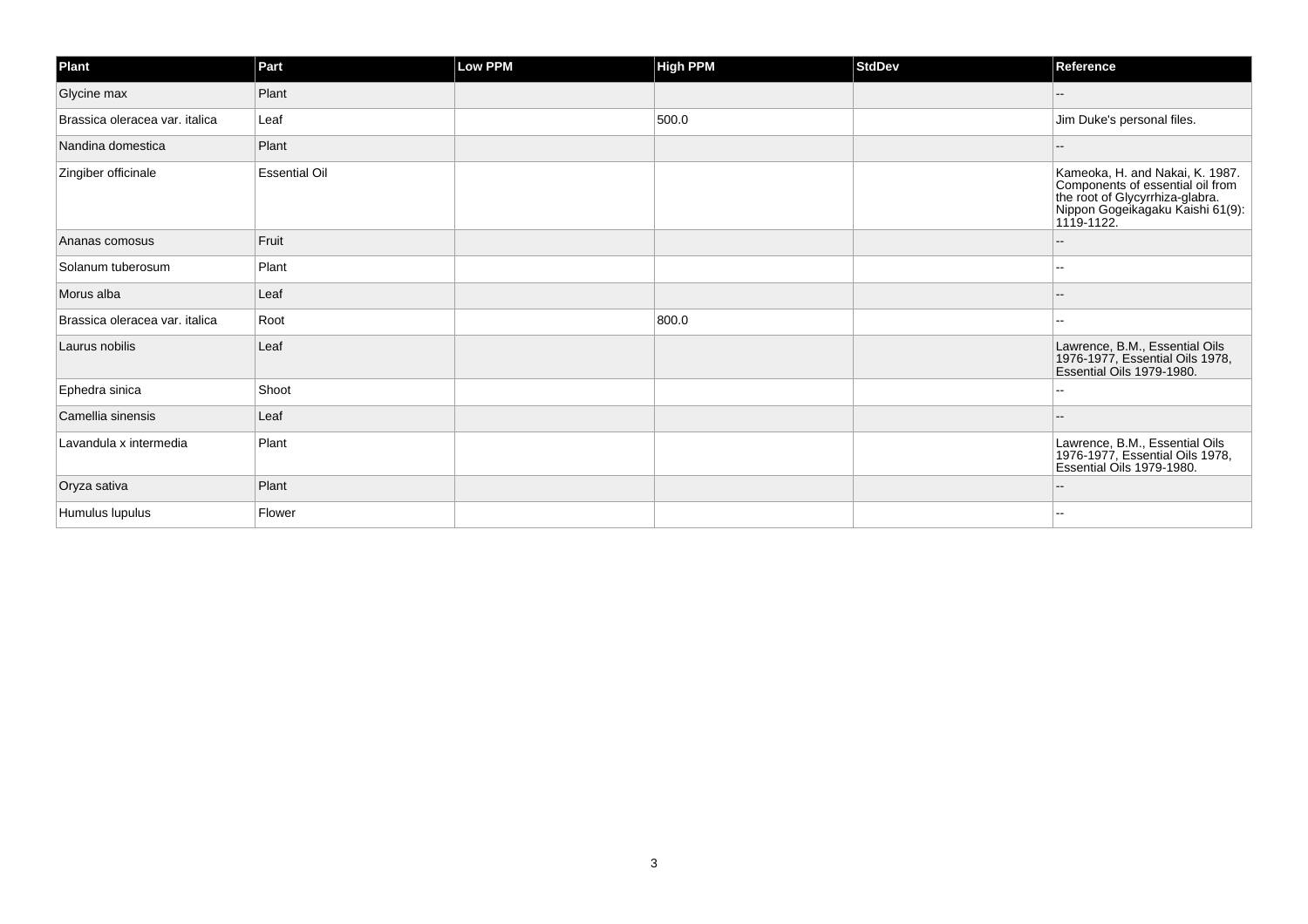| Plant | Part | Low PPM | High PPM | StdDev | Reference |
| --- | --- | --- | --- | --- | --- |
| Glycine max | Plant | | | | -- |
| Brassica oleracea var. italica | Leaf | | 500.0 | | Jim Duke's personal files. |
| Nandina domestica | Plant | | | | -- |
| Zingiber officinale | Essential Oil | | | | Kameoka, H. and Nakai, K. 1987. Components of essential oil from the root of Glycyrrhiza-glabra. Nippon Gogeikagaku Kaishi 61(9): 1119-1122. |
| Ananas comosus | Fruit | | | | -- |
| Solanum tuberosum | Plant | | | | -- |
| Morus alba | Leaf | | | | -- |
| Brassica oleracea var. italica | Root | | 800.0 | | -- |
| Laurus nobilis | Leaf | | | | Lawrence, B.M., Essential Oils 1976-1977, Essential Oils 1978, Essential Oils 1979-1980. |
| Ephedra sinica | Shoot | | | | -- |
| Camellia sinensis | Leaf | | | | -- |
| Lavandula x intermedia | Plant | | | | Lawrence, B.M., Essential Oils 1976-1977, Essential Oils 1978, Essential Oils 1979-1980. |
| Oryza sativa | Plant | | | | -- |
| Humulus lupulus | Flower | | | | -- |